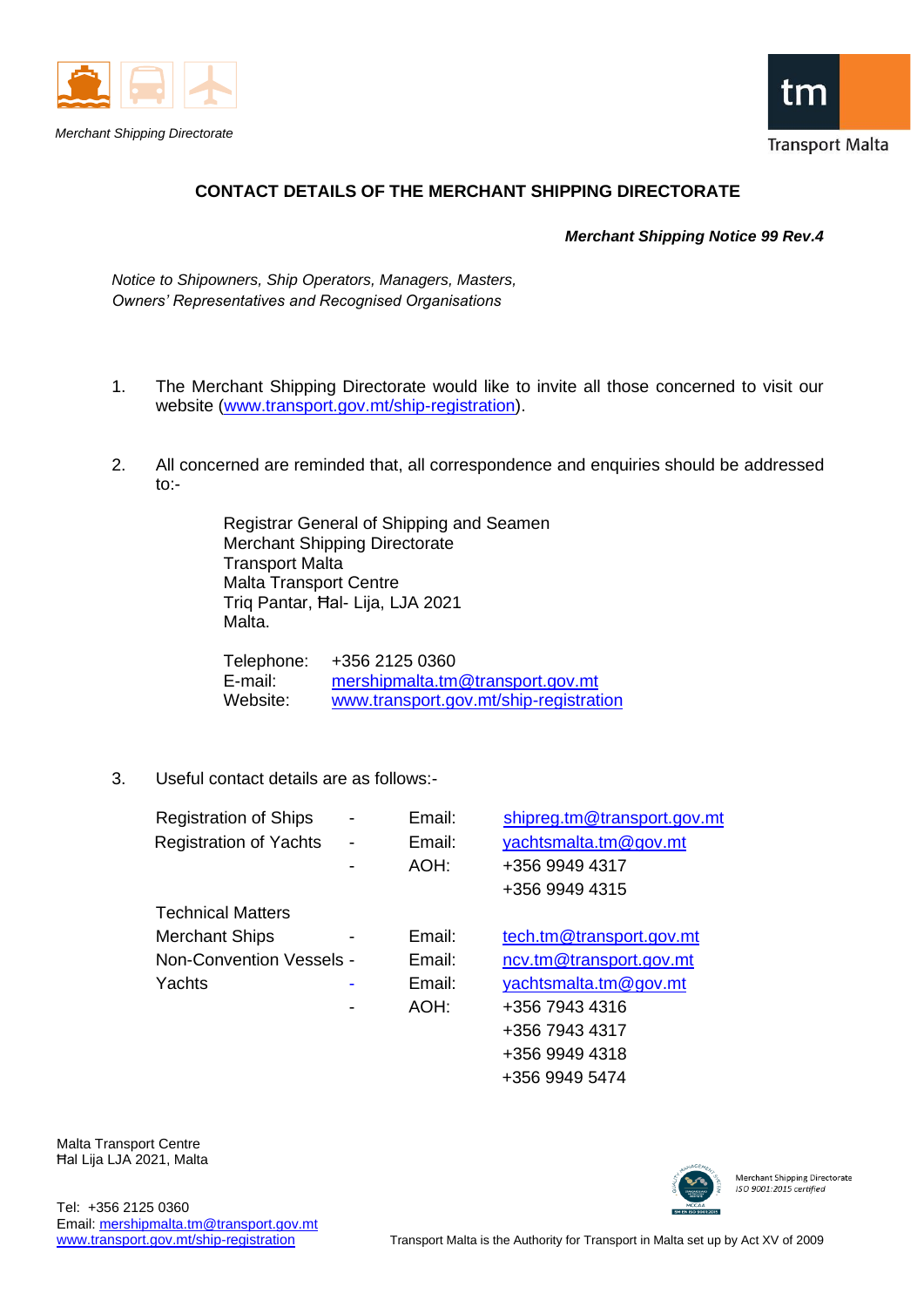Merchant Shipping Directorate

# CONTACT DETAILS OF THE MERCHANT SHIPPING DIRECTORATE

***Merchant Shipping Notice 99 Rev.4***

*Notice to Shipowners, Ship Operators, Managers, Masters, Owners' Representatives and Recognised Organisations*

1. The Merchant Shipping Directorate would like to invite all those concerned to visit our website (www.transport.gov.mt/ship-registration).

2. All concerned are reminded that, all correspondence and enquiries should be addressed to:-

   Registrar General of Shipping and Seamen
   Merchant Shipping Directorate
   Transport Malta
   Malta Transport Centre
   Triq Pantar, Ħal- Lija, LJA 2021
   Malta.

   Telephone: +356 2125 0360
   E-mail: mershipmalta.tm@transport.gov.mt
   Website: www.transport.gov.mt/ship-registration

3. Useful contact details are as follows:-

| | | | |
|---|---|---|---|
| Registration of Ships | - | Email: | shipreg.tm@transport.gov.mt |
| Registration of Yachts | - | Email: | yachtsmalta.tm@gov.mt |
| | - | AOH: | +356 9949 4317 |
| | | | +356 9949 4315 |
| Technical Matters | | | |
| Merchant Ships | - | Email: | tech.tm@transport.gov.mt |
| Non-Convention Vessels | - | Email: | ncv.tm@transport.gov.mt |
| Yachts | - | Email: | yachtsmalta.tm@gov.mt |
| | - | AOH: | +356 7943 4316 |
| | | | +356 7943 4317 |
| | | | +356 9949 4318 |
| | | | +356 9949 5474 |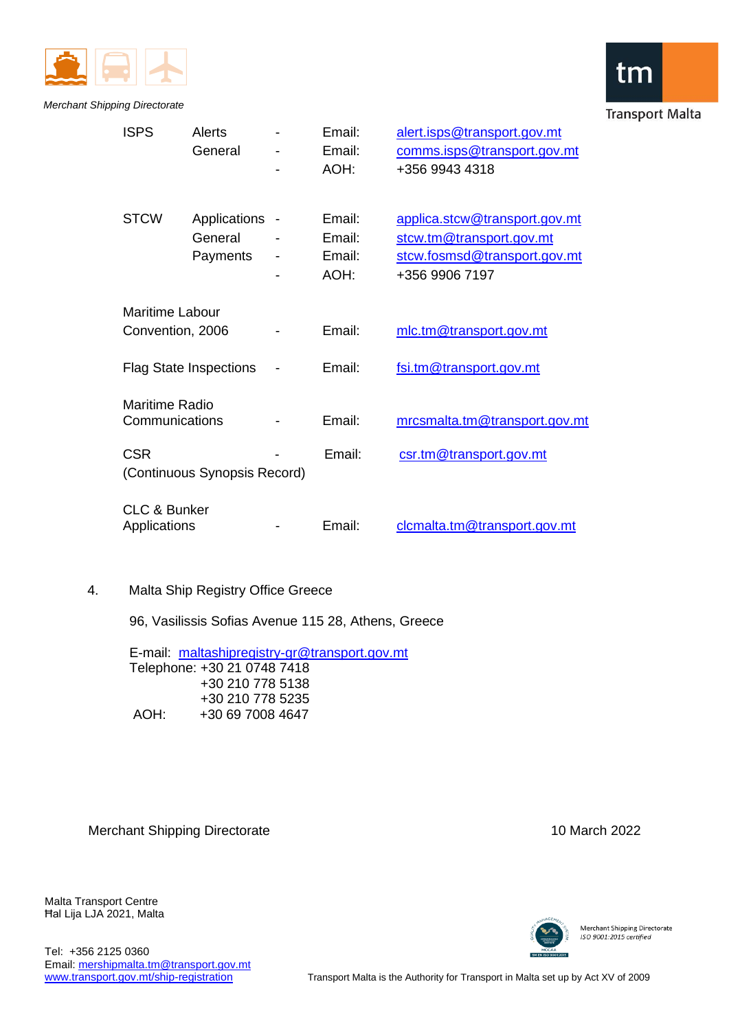| | | | | |
|---|---|---|---|---|
| ISPS | Alerts | - | Email: | alert.isps@transport.gov.mt |
| | General | - | Email: | comms.isps@transport.gov.mt |
| | | - | AOH: | +356 9943 4318 |
| STCW | Applications | - | Email: | applica.stcw@transport.gov.mt |
| | General | - | Email: | stcw.tm@transport.gov.mt |
| | Payments | - | Email: | stcw.fosmsd@transport.gov.mt |
| | | - | AOH: | +356 9906 7197 |
| Maritime Labour Convention, 2006 | | - | Email: | mlc.tm@transport.gov.mt |
| Flag State Inspections | | - | Email: | fsi.tm@transport.gov.mt |
| Maritime Radio Communications | | - | Email: | mrcsmalta.tm@transport.gov.mt |
| CSR (Continuous Synopsis Record) | | - | Email: | csr.tm@transport.gov.mt |
| CLC & Bunker Applications | | - | Email: | clcmalta.tm@transport.gov.mt |

4. Malta Ship Registry Office Greece

   96, Vasilissis Sofias Avenue 115 28, Athens, Greece

   E-mail: maltashipregistry-gr@transport.gov.mt
   Telephone: +30 21 0748 7418
   +30 210 778 5138
   +30 210 778 5235
   AOH: +30 69 7008 4647

Merchant Shipping Directorate

10 March 2022